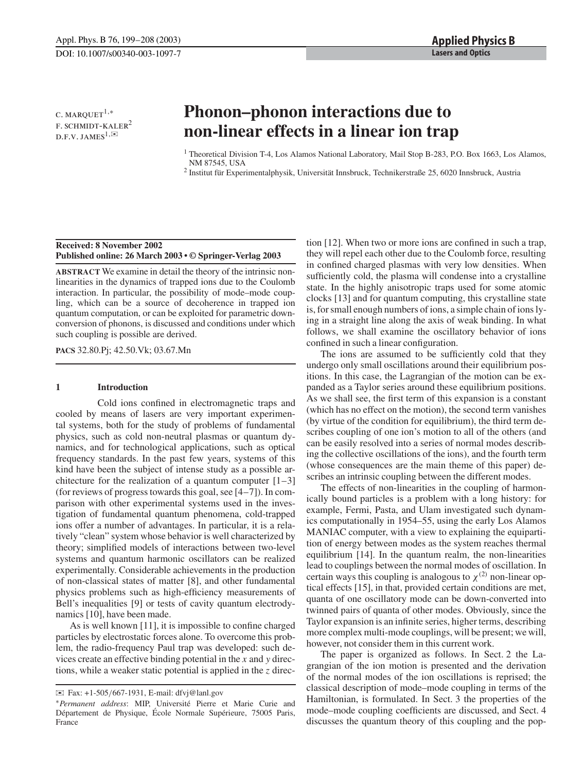# Phonon–phonon interactions due to non-linear effects in a linear ion trap

C. MARQUET[1,*]
F. SCHMIDT-KALER[2]
D.F.V. JAMES[1,✉]

[1] Theoretical Division T-4, Los Alamos National Laboratory, Mail Stop B-283, P.O. Box 1663, Los Alamos, NM 87545, USA

[2] Institut für Experimentalphysik, Universität Innsbruck, Technikerstraße 25, 6020 Innsbruck, Austria

**Received: 8 November 2002**
**Published online: 26 March 2003 • © Springer-Verlag 2003**

**ABSTRACT** We examine in detail the theory of the intrinsic nonlinearities in the dynamics of trapped ions due to the Coulomb interaction. In particular, the possibility of mode–mode coupling, which can be a source of decoherence in trapped ion quantum computation, or can be exploited for parametric downconversion of phonons, is discussed and conditions under which such coupling is possible are derived.

**PACS** 32.80.Pj; 42.50.Vk; 03.67.Mn

## 1 Introduction

Cold ions confined in electromagnetic traps and cooled by means of lasers are very important experimental systems, both for the study of problems of fundamental physics, such as cold non-neutral plasmas or quantum dynamics, and for technological applications, such as optical frequency standards. In the past few years, systems of this kind have been the subject of intense study as a possible architecture for the realization of a quantum computer [1–3] (for reviews of progress towards this goal, see [4–7]). In comparison with other experimental systems used in the investigation of fundamental quantum phenomena, cold-trapped ions offer a number of advantages. In particular, it is a relatively "clean" system whose behavior is well characterized by theory; simplified models of interactions between two-level systems and quantum harmonic oscillators can be realized experimentally. Considerable achievements in the production of non-classical states of matter [8], and other fundamental physics problems such as high-efficiency measurements of Bell's inequalities [9] or tests of cavity quantum electrodynamics [10], have been made.

As is well known [11], it is impossible to confine charged particles by electrostatic forces alone. To overcome this problem, the radio-frequency Paul trap was developed: such devices create an effective binding potential in the $x$ and $y$ directions, while a weaker static potential is applied in the $z$ direction [12]. When two or more ions are confined in such a trap, they will repel each other due to the Coulomb force, resulting in confined charged plasmas with very low densities. When sufficiently cold, the plasma will condense into a crystalline state. In the highly anisotropic traps used for some atomic clocks [13] and for quantum computing, this crystalline state is, for small enough numbers of ions, a simple chain of ions lying in a straight line along the axis of weak binding. In what follows, we shall examine the oscillatory behavior of ions confined in such a linear configuration.

The ions are assumed to be sufficiently cold that they undergo only small oscillations around their equilibrium positions. In this case, the Lagrangian of the motion can be expanded as a Taylor series around these equilibrium positions. As we shall see, the first term of this expansion is a constant (which has no effect on the motion), the second term vanishes (by virtue of the condition for equilibrium), the third term describes coupling of one ion's motion to all of the others (and can be easily resolved into a series of normal modes describing the collective oscillations of the ions), and the fourth term (whose consequences are the main theme of this paper) describes an intrinsic coupling between the different modes.

The effects of non-linearities in the coupling of harmonically bound particles is a problem with a long history: for example, Fermi, Pasta, and Ulam investigated such dynamics computationally in 1954–55, using the early Los Alamos MANIAC computer, with a view to explaining the equipartition of energy between modes as the system reaches thermal equilibrium [14]. In the quantum realm, the non-linearities lead to couplings between the normal modes of oscillation. In certain ways this coupling is analogous to $\chi^{(2)}$ non-linear optical effects [15], in that, provided certain conditions are met, quanta of one oscillatory mode can be down-converted into twinned pairs of quanta of other modes. Obviously, since the Taylor expansion is an infinite series, higher terms, describing more complex multi-mode couplings, will be present; we will, however, not consider them in this current work.

The paper is organized as follows. In Sect. 2 the Lagrangian of the ion motion is presented and the derivation of the normal modes of the ion oscillations is reprised; the classical description of mode–mode coupling in terms of the Hamiltonian, is formulated. In Sect. 3 the properties of the mode–mode coupling coefficients are discussed, and Sect. 4 discusses the quantum theory of this coupling and the pop-

✉ Fax: +1-505/667-1931, E-mail: dfvj@lanl.gov

*Permanent address*: MIP, Université Pierre et Marie Curie and Département de Physique, École Normale Supérieure, 75005 Paris, France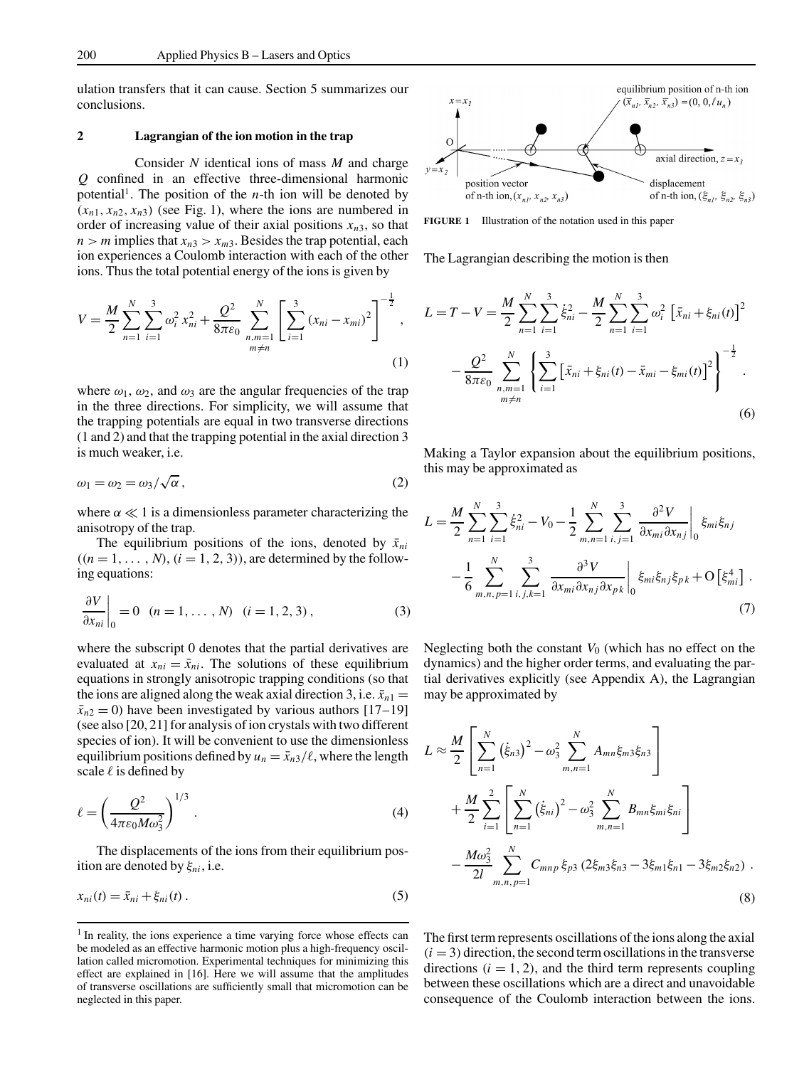ulation transfers that it can cause. Section 5 summarizes our conclusions.

## 2 Lagrangian of the ion motion in the trap

Consider $N$ identical ions of mass $M$ and charge $Q$ confined in an effective three-dimensional harmonic potential[1]. The position of the $n$-th ion will be denoted by $(x_{n1}, x_{n2}, x_{n3})$ (see Fig. 1), where the ions are numbered in order of increasing value of their axial positions $x_{n3}$, so that $n > m$ implies that $x_{n3} > x_{m3}$. Besides the trap potential, each ion experiences a Coulomb interaction with each of the other ions. Thus the total potential energy of the ions is given by

$$V = \frac{M}{2}\sum_{n=1}^{N}\sum_{i=1}^{3}\omega_i^2\, x_{ni}^2 + \frac{Q^2}{8\pi\varepsilon_0}\sum_{\substack{n,m=1\\ m\neq n}}^{N}\left[\sum_{i=1}^{3}(x_{ni}-x_{mi})^2\right]^{-\frac{1}{2}}, \tag{1}$$

where $\omega_1$, $\omega_2$, and $\omega_3$ are the angular frequencies of the trap in the three directions. For simplicity, we will assume that the trapping potentials are equal in two transverse directions (1 and 2) and that the trapping potential in the axial direction 3 is much weaker, i.e.

$$\omega_1 = \omega_2 = \omega_3/\sqrt{\alpha}\,, \tag{2}$$

where $\alpha \ll 1$ is a dimensionless parameter characterizing the anisotropy of the trap.

The equilibrium positions of the ions, denoted by $\bar{x}_{ni}$ $((n = 1, \ldots, N), (i = 1, 2, 3))$, are determined by the following equations:

$$\left.\frac{\partial V}{\partial x_{ni}}\right|_0 = 0 \quad (n = 1, \ldots, N) \quad (i = 1, 2, 3)\,, \tag{3}$$

where the subscript 0 denotes that the partial derivatives are evaluated at $x_{ni} = \bar{x}_{ni}$. The solutions of these equilibrium equations in strongly anisotropic trapping conditions (so that the ions are aligned along the weak axial direction 3, i.e. $\bar{x}_{n1} = \bar{x}_{n2} = 0$) have been investigated by various authors [17–19] (see also [20, 21] for analysis of ion crystals with two different species of ion). It will be convenient to use the dimensionless equilibrium positions defined by $u_n = \bar{x}_{n3}/\ell$, where the length scale $\ell$ is defined by

$$\ell = \left(\frac{Q^2}{4\pi\varepsilon_0 M\omega_3^2}\right)^{1/3}. \tag{4}$$

The displacements of the ions from their equilibrium position are denoted by $\xi_{ni}$, i.e.

$$x_{ni}(t) = \bar{x}_{ni} + \xi_{ni}(t)\,. \tag{5}$$

[1] In reality, the ions experience a time varying force whose effects can be modeled as an effective harmonic motion plus a high-frequency oscillation called micromotion. Experimental techniques for minimizing this effect are explained in [16]. Here we will assume that the amplitudes of transverse oscillations are sufficiently small that micromotion can be neglected in this paper.

**FIGURE 1** Illustration of the notation used in this paper

The Lagrangian describing the motion is then

$$L = T - V = \frac{M}{2}\sum_{n=1}^{N}\sum_{i=1}^{3}\dot{\xi}_{ni}^2 - \frac{M}{2}\sum_{n=1}^{N}\sum_{i=1}^{3}\omega_i^2\left[\bar{x}_{ni}+\xi_{ni}(t)\right]^2 - \frac{Q^2}{8\pi\varepsilon_0}\sum_{\substack{n,m=1\\ m\neq n}}^{N}\left\{\sum_{i=1}^{3}\left[\bar{x}_{ni}+\xi_{ni}(t)-\bar{x}_{mi}-\xi_{mi}(t)\right]^2\right\}^{-\frac{1}{2}}. \tag{6}$$

Making a Taylor expansion about the equilibrium positions, this may be approximated as

$$L = \frac{M}{2}\sum_{n=1}^{N}\sum_{i=1}^{3}\dot{\xi}_{ni}^2 - V_0 - \frac{1}{2}\sum_{m,n=1}^{N}\sum_{i,j=1}^{3}\left.\frac{\partial^2 V}{\partial x_{mi}\partial x_{nj}}\right|_0 \xi_{mi}\xi_{nj} - \frac{1}{6}\sum_{m,n,p=1}^{N}\sum_{i,j,k=1}^{3}\left.\frac{\partial^3 V}{\partial x_{mi}\partial x_{nj}\partial x_{pk}}\right|_0 \xi_{mi}\xi_{nj}\xi_{pk} + \mathrm{O}\left[\xi_{mi}^4\right]. \tag{7}$$

Neglecting both the constant $V_0$ (which has no effect on the dynamics) and the higher order terms, and evaluating the partial derivatives explicitly (see Appendix A), the Lagrangian may be approximated by

$$L \approx \frac{M}{2}\left[\sum_{n=1}^{N}\left(\dot{\xi}_{n3}\right)^2 - \omega_3^2\sum_{m,n=1}^{N}A_{mn}\xi_{m3}\xi_{n3}\right] + \frac{M}{2}\sum_{i=1}^{2}\left[\sum_{n=1}^{N}\left(\dot{\xi}_{ni}\right)^2 - \omega_3^2\sum_{m,n=1}^{N}B_{mn}\xi_{mi}\xi_{ni}\right] - \frac{M\omega_3^2}{2l}\sum_{m,n,p=1}^{N}C_{mnp}\,\xi_{p3}\left(2\xi_{m3}\xi_{n3} - 3\xi_{m1}\xi_{n1} - 3\xi_{m2}\xi_{n2}\right). \tag{8}$$

The first term represents oscillations of the ions along the axial $(i = 3)$ direction, the second term oscillations in the transverse directions $(i = 1, 2)$, and the third term represents coupling between these oscillations which are a direct and unavoidable consequence of the Coulomb interaction between the ions.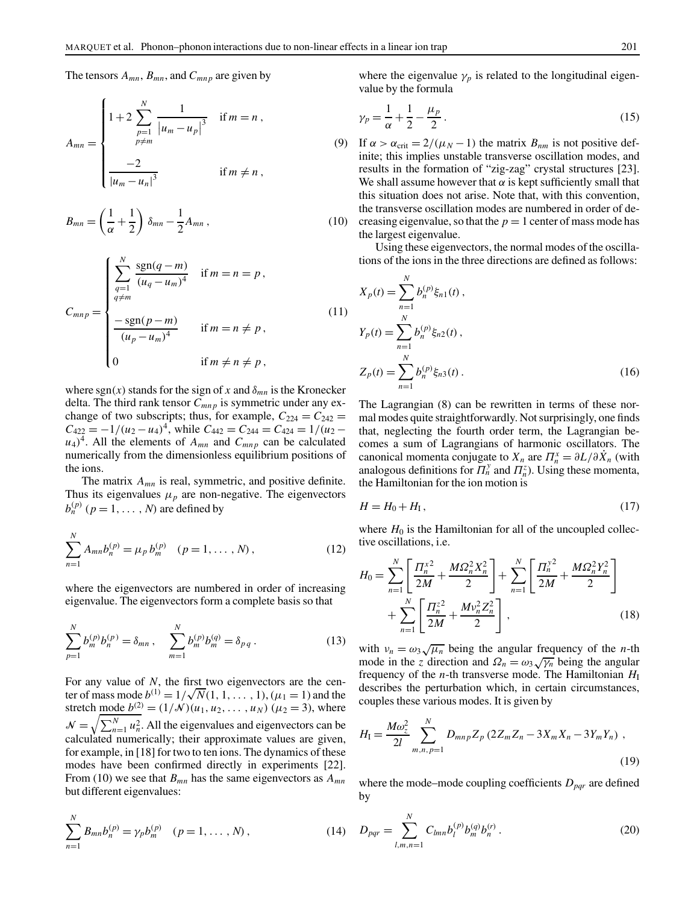The tensors $A_{mn}$, $B_{mn}$, and $C_{mnp}$ are given by

$$A_{mn} = \begin{cases} 1 + 2\displaystyle\sum_{\substack{p=1 \\ p \neq m}}^{N} \frac{1}{\left|u_m - u_p\right|^3} & \text{if } m = n\,, \\[2ex] \dfrac{-2}{\left|u_m - u_n\right|^3} & \text{if } m \neq n\,, \end{cases} \tag{9}$$

$$B_{mn} = \left(\frac{1}{\alpha} + \frac{1}{2}\right)\delta_{mn} - \frac{1}{2}A_{mn}\,, \tag{10}$$

$$C_{mnp} = \begin{cases} \displaystyle\sum_{\substack{q=1 \\ q \neq m}}^{N} \frac{\operatorname{sgn}(q-m)}{(u_q - u_m)^4} & \text{if } m = n = p\,, \\[2ex] \dfrac{-\operatorname{sgn}(p-m)}{(u_p - u_m)^4} & \text{if } m = n \neq p\,, \\[2ex] 0 & \text{if } m \neq n \neq p\,, \end{cases} \tag{11}$$

where $\operatorname{sgn}(x)$ stands for the sign of $x$ and $\delta_{mn}$ is the Kronecker delta. The third rank tensor $C_{mnp}$ is symmetric under any exchange of two subscripts; thus, for example, $C_{224} = C_{242} = C_{422} = -1/(u_2 - u_4)^4$, while $C_{442} = C_{244} = C_{424} = 1/(u_2 - u_4)^4$. All the elements of $A_{mn}$ and $C_{mnp}$ can be calculated numerically from the dimensionless equilibrium positions of the ions.

The matrix $A_{mn}$ is real, symmetric, and positive definite. Thus its eigenvalues $\mu_p$ are non-negative. The eigenvectors $b_n^{(p)}$ $(p = 1, \ldots, N)$ are defined by

$$\sum_{n=1}^{N} A_{mn} b_n^{(p)} = \mu_p\, b_m^{(p)} \quad (p = 1, \ldots, N)\,, \tag{12}$$

where the eigenvectors are numbered in order of increasing eigenvalue. The eigenvectors form a complete basis so that

$$\sum_{p=1}^{N} b_m^{(p)} b_n^{(p)} = \delta_{mn}\,, \quad \sum_{m=1}^{N} b_m^{(p)} b_m^{(q)} = \delta_{pq}\,. \tag{13}$$

For any value of $N$, the first two eigenvectors are the center of mass mode $b^{(1)} = 1/\sqrt{N}(1, 1, \ldots, 1)$, $(\mu_1 = 1)$ and the stretch mode $b^{(2)} = (1/\mathcal{N})(u_1, u_2, \ldots, u_N)$ $(\mu_2 = 3)$, where $\mathcal{N} = \sqrt{\sum_{n=1}^{N} u_n^2}$. All the eigenvalues and eigenvectors can be calculated numerically; their approximate values are given, for example, in [18] for two to ten ions. The dynamics of these modes have been confirmed directly in experiments [22]. From (10) we see that $B_{mn}$ has the same eigenvectors as $A_{mn}$ but different eigenvalues:

$$\sum_{n=1}^{N} B_{mn} b_n^{(p)} = \gamma_p b_m^{(p)} \quad (p = 1, \ldots, N)\,, \tag{14}$$

where the eigenvalue $\gamma_p$ is related to the longitudinal eigenvalue by the formula

$$\gamma_p = \frac{1}{\alpha} + \frac{1}{2} - \frac{\mu_p}{2}\,. \tag{15}$$

If $\alpha > \alpha_{\text{crit}} = 2/(\mu_N - 1)$ the matrix $B_{nm}$ is not positive definite; this implies unstable transverse oscillation modes, and results in the formation of "zig-zag" crystal structures [23]. We shall assume however that $\alpha$ is kept sufficiently small that this situation does not arise. Note that, with this convention, the transverse oscillation modes are numbered in order of decreasing eigenvalue, so that the $p = 1$ center of mass mode has the largest eigenvalue.

Using these eigenvectors, the normal modes of the oscillations of the ions in the three directions are defined as follows:

$$\begin{aligned} X_p(t) &= \sum_{n=1}^{N} b_n^{(p)} \xi_{n1}(t)\,, \\ Y_p(t) &= \sum_{n=1}^{N} b_n^{(p)} \xi_{n2}(t)\,, \\ Z_p(t) &= \sum_{n=1}^{N} b_n^{(p)} \xi_{n3}(t)\,. \end{aligned} \tag{16}$$

The Lagrangian (8) can be rewritten in terms of these normal modes quite straightforwardly. Not surprisingly, one finds that, neglecting the fourth order term, the Lagrangian becomes a sum of Lagrangians of harmonic oscillators. The canonical momenta conjugate to $X_n$ are $\Pi_n^x = \partial L / \partial \dot{X}_n$ (with analogous definitions for $\Pi_n^y$ and $\Pi_n^z$). Using these momenta, the Hamiltonian for the ion motion is

$$H = H_0 + H_{\text{I}}\,, \tag{17}$$

where $H_0$ is the Hamiltonian for all of the uncoupled collective oscillations, i.e.

$$H_0 = \sum_{n=1}^{N} \left[\frac{\Pi_n^{x\,2}}{2M} + \frac{M\Omega_n^2 X_n^2}{2}\right] + \sum_{n=1}^{N} \left[\frac{\Pi_n^{y\,2}}{2M} + \frac{M\Omega_n^2 Y_n^2}{2}\right] + \sum_{n=1}^{N} \left[\frac{\Pi_n^{z\,2}}{2M} + \frac{M\nu_n^2 Z_n^2}{2}\right]\,, \tag{18}$$

with $\nu_n = \omega_3 \sqrt{\mu_n}$ being the angular frequency of the $n$-th mode in the $z$ direction and $\Omega_n = \omega_3 \sqrt{\gamma_n}$ being the angular frequency of the $n$-th transverse mode. The Hamiltonian $H_{\text{I}}$ describes the perturbation which, in certain circumstances, couples these various modes. It is given by

$$H_{\text{I}} = \frac{M\omega_z^2}{2l} \sum_{m,n,p=1}^{N} D_{mnp} Z_p \left(2Z_m Z_n - 3X_m X_n - 3Y_m Y_n\right)\,, \tag{19}$$

where the mode–mode coupling coefficients $D_{pqr}$ are defined by

$$D_{pqr} = \sum_{l,m,n=1}^{N} C_{lmn} b_l^{(p)} b_m^{(q)} b_n^{(r)}\,. \tag{20}$$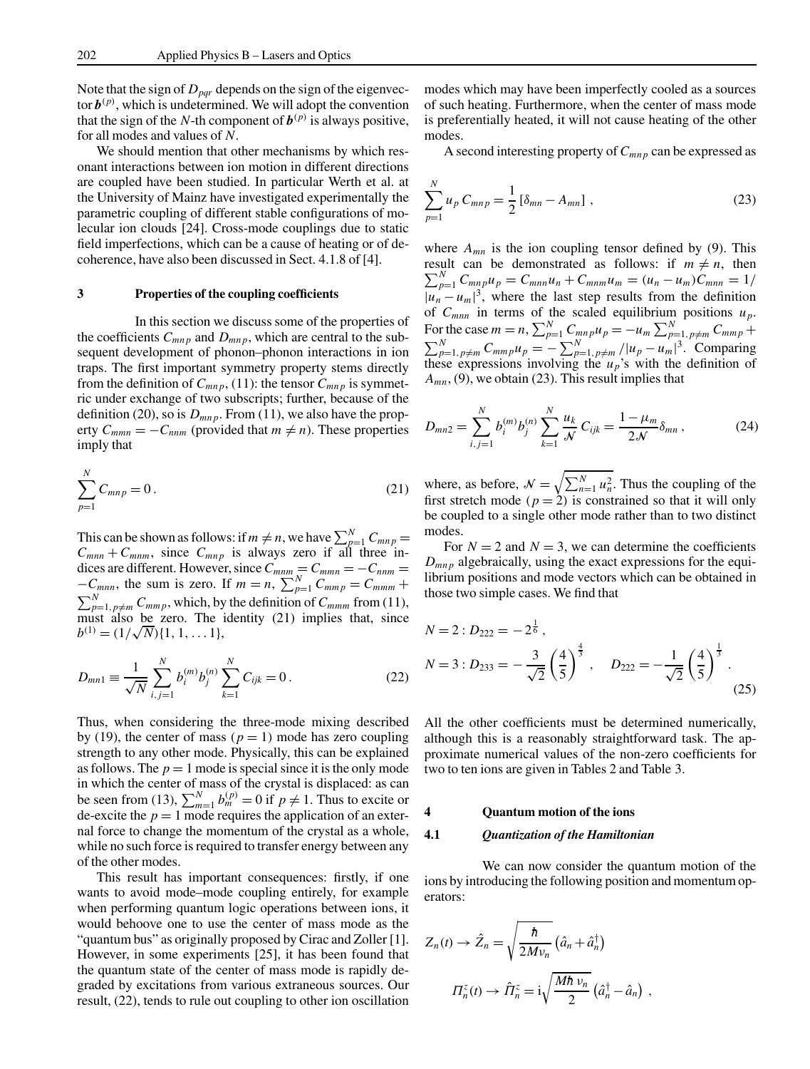Note that the sign of $D_{pqr}$ depends on the sign of the eigenvector $\boldsymbol{b}^{(p)}$, which is undetermined. We will adopt the convention that the sign of the $N$-th component of $\boldsymbol{b}^{(p)}$ is always positive, for all modes and values of $N$.

We should mention that other mechanisms by which resonant interactions between ion motion in different directions are coupled have been studied. In particular Werth et al. at the University of Mainz have investigated experimentally the parametric coupling of different stable configurations of molecular ion clouds [24]. Cross-mode couplings due to static field imperfections, which can be a cause of heating or of decoherence, have also been discussed in Sect. 4.1.8 of [4].

## 3 Properties of the coupling coefficients

In this section we discuss some of the properties of the coefficients $C_{mnp}$ and $D_{mnp}$, which are central to the subsequent development of phonon–phonon interactions in ion traps. The first important symmetry property stems directly from the definition of $C_{mnp}$, (11): the tensor $C_{mnp}$ is symmetric under exchange of two subscripts; further, because of the definition (20), so is $D_{mnp}$. From (11), we also have the property $C_{mmn} = -C_{nnm}$ (provided that $m \neq n$). These properties imply that

$$\sum_{p=1}^{N} C_{mnp} = 0 \,. \tag{21}$$

This can be shown as follows: if $m \neq n$, we have $\sum_{p=1}^{N} C_{mnp} = C_{mnn} + C_{mnm}$, since $C_{mnp}$ is always zero if all three indices are different. However, since $C_{mnm} = C_{mmn} = -C_{nnm} = -C_{mnn}$, the sum is zero. If $m = n$, $\sum_{p=1}^{N} C_{mmp} = C_{mmm} + \sum_{p=1,\,p\neq m}^{N} C_{mmp}$, which, by the definition of $C_{mmm}$ from (11), must also be zero. The identity (21) implies that, since $b^{(1)} = (1/\sqrt{N})\{1, 1, \ldots 1\}$,

$$D_{mn1} \equiv \frac{1}{\sqrt{N}} \sum_{i,j=1}^{N} b_i^{(m)} b_j^{(n)} \sum_{k=1}^{N} C_{ijk} = 0 \,. \tag{22}$$

Thus, when considering the three-mode mixing described by (19), the center of mass ($p = 1$) mode has zero coupling strength to any other mode. Physically, this can be explained as follows. The $p = 1$ mode is special since it is the only mode in which the center of mass of the crystal is displaced: as can be seen from (13), $\sum_{m=1}^{N} b_m^{(p)} = 0$ if $p \neq 1$. Thus to excite or de-excite the $p = 1$ mode requires the application of an external force to change the momentum of the crystal as a whole, while no such force is required to transfer energy between any of the other modes.

This result has important consequences: firstly, if one wants to avoid mode–mode coupling entirely, for example when performing quantum logic operations between ions, it would behoove one to use the center of mass mode as the "quantum bus" as originally proposed by Cirac and Zoller [1]. However, in some experiments [25], it has been found that the quantum state of the center of mass mode is rapidly degraded by excitations from various extraneous sources. Our result, (22), tends to rule out coupling to other ion oscillation modes which may have been imperfectly cooled as a sources of such heating. Furthermore, when the center of mass mode is preferentially heated, it will not cause heating of the other modes.

A second interesting property of $C_{mnp}$ can be expressed as

$$\sum_{p=1}^{N} u_p\, C_{mnp} = \frac{1}{2}\left[\delta_{mn} - A_{mn}\right] , \tag{23}$$

where $A_{mn}$ is the ion coupling tensor defined by (9). This result can be demonstrated as follows: if $m \neq n$, then $\sum_{p=1}^{N} C_{mnp} u_p = C_{mnn} u_n + C_{mnm} u_m = (u_n - u_m) C_{mnn} = 1/|u_n - u_m|^3$, where the last step results from the definition of $C_{mnn}$ in terms of the scaled equilibrium positions $u_p$. For the case $m = n$, $\sum_{p=1}^{N} C_{mnp} u_p = -u_m \sum_{p=1,\,p\neq m}^{N} C_{mmp} + \sum_{p=1,\,p\neq m}^{N} C_{mmp} u_p = -\sum_{p=1,\,p\neq m}^{N} /|u_p - u_m|^3$. Comparing these expressions involving the $u_p$'s with the definition of $A_{mn}$, (9), we obtain (23). This result implies that

$$D_{mn2} = \sum_{i,j=1}^{N} b_i^{(m)} b_j^{(n)} \sum_{k=1}^{N} \frac{u_k}{\mathcal{N}}\, C_{ijk} = \frac{1-\mu_m}{2\mathcal{N}} \delta_{mn} \,, \tag{24}$$

where, as before, $\mathcal{N} = \sqrt{\sum_{n=1}^{N} u_n^2}$. Thus the coupling of the first stretch mode ($p = 2$) is constrained so that it will only be coupled to a single other mode rather than to two distinct modes.

For $N = 2$ and $N = 3$, we can determine the coefficients $D_{mnp}$ algebraically, using the exact expressions for the equilibrium positions and mode vectors which can be obtained in those two simple cases. We find that

$$\begin{aligned}
N = 2 &: D_{222} = -2^{\frac{1}{6}} \,, \\
N = 3 &: D_{233} = -\frac{3}{\sqrt{2}}\left(\frac{4}{5}\right)^{\frac{4}{3}} \,, \quad D_{222} = -\frac{1}{\sqrt{2}}\left(\frac{4}{5}\right)^{\frac{1}{3}} \,.
\end{aligned} \tag{25}$$

All the other coefficients must be determined numerically, although this is a reasonably straightforward task. The approximate numerical values of the non-zero coefficients for two to ten ions are given in Tables 2 and Table 3.

## 4 Quantum motion of the ions

### 4.1 *Quantization of the Hamiltonian*

We can now consider the quantum motion of the ions by introducing the following position and momentum operators:

$$Z_n(t) \rightarrow \hat{Z}_n = \sqrt{\frac{\hbar}{2M\nu_n}}\left(\hat{a}_n + \hat{a}_n^\dagger\right)$$

$$\Pi_n^z(t) \rightarrow \hat{\Pi}_n^z = \mathrm{i}\sqrt{\frac{M\hbar\,\nu_n}{2}}\left(\hat{a}_n^\dagger - \hat{a}_n\right) \,,$$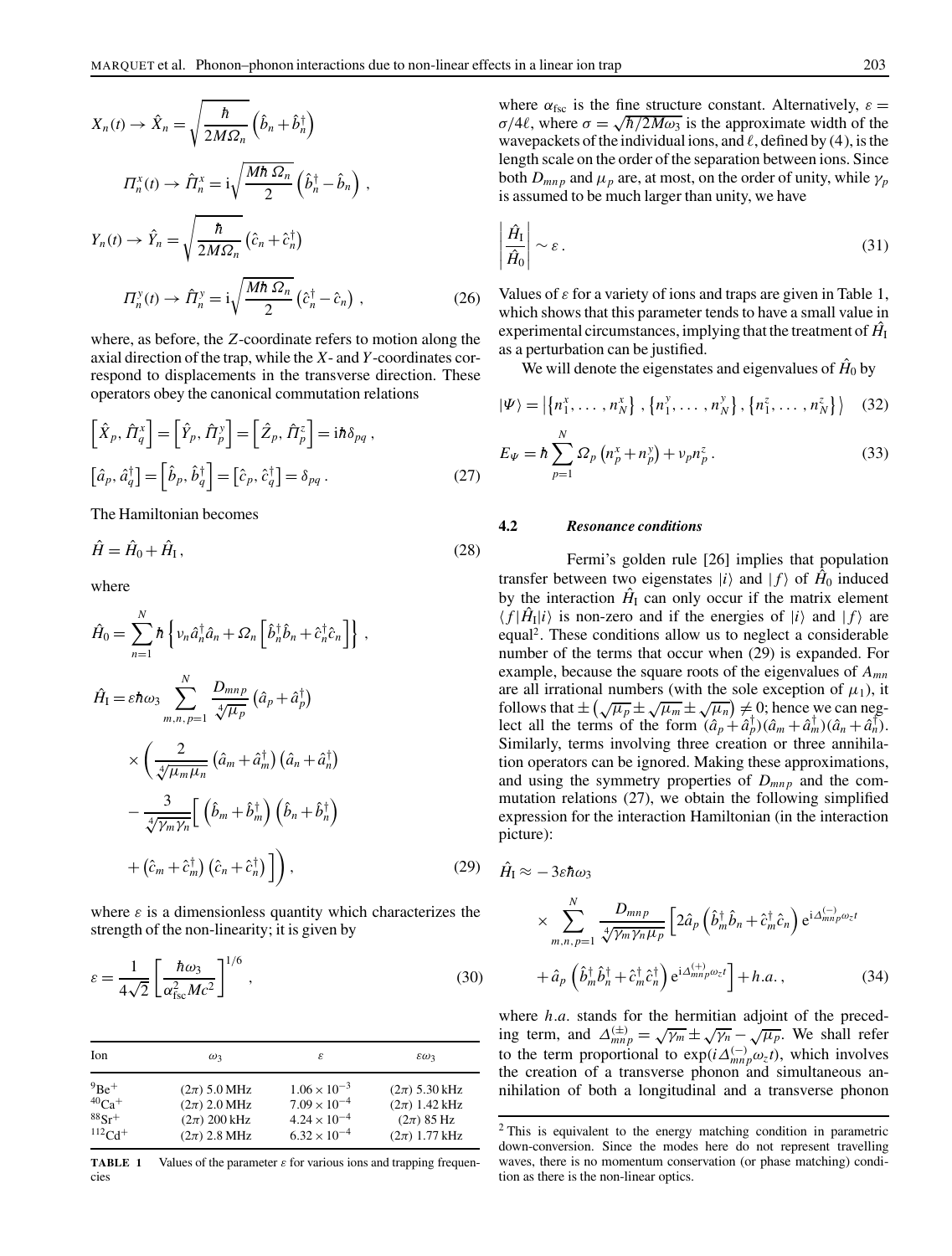$$X_n(t) \to \hat{X}_n = \sqrt{\frac{\hbar}{2M\Omega_n}}\left(\hat{b}_n + \hat{b}_n^\dagger\right)$$

$$\Pi_n^x(t) \to \hat{\Pi}_n^x = \mathrm{i}\sqrt{\frac{M\hbar\,\Omega_n}{2}}\left(\hat{b}_n^\dagger - \hat{b}_n\right),$$

$$Y_n(t) \to \hat{Y}_n = \sqrt{\frac{\hbar}{2M\Omega_n}}\left(\hat{c}_n + \hat{c}_n^\dagger\right)$$

$$\Pi_n^y(t) \to \hat{\Pi}_n^y = \mathrm{i}\sqrt{\frac{M\hbar\,\Omega_n}{2}}\left(\hat{c}_n^\dagger - \hat{c}_n\right), \tag{26}$$

where, as before, the $Z$-coordinate refers to motion along the axial direction of the trap, while the $X$- and $Y$-coordinates correspond to displacements in the transverse direction. These operators obey the canonical commutation relations

$$\left[\hat{X}_p, \hat{\Pi}_q^x\right] = \left[\hat{Y}_p, \hat{\Pi}_p^y\right] = \left[\hat{Z}_p, \hat{\Pi}_p^z\right] = \mathrm{i}\hbar\delta_{pq},$$
$$\left[\hat{a}_p, \hat{a}_q^\dagger\right] = \left[\hat{b}_p, \hat{b}_q^\dagger\right] = \left[\hat{c}_p, \hat{c}_q^\dagger\right] = \delta_{pq}. \tag{27}$$

The Hamiltonian becomes

$$\hat{H} = \hat{H}_0 + \hat{H}_\mathrm{I}, \tag{28}$$

where

$$\hat{H}_0 = \sum_{n=1}^N \hbar\left\{\nu_n \hat{a}_n^\dagger \hat{a}_n + \Omega_n\left[\hat{b}_n^\dagger\hat{b}_n + \hat{c}_n^\dagger\hat{c}_n\right]\right\},$$

$$\hat{H}_\mathrm{I} = \varepsilon\hbar\omega_3 \sum_{m,n,p=1}^N \frac{D_{mnp}}{\sqrt[4]{\mu_p}}\left(\hat{a}_p + \hat{a}_p^\dagger\right) \times \left(\frac{2}{\sqrt[4]{\mu_m\mu_n}}\left(\hat{a}_m + \hat{a}_m^\dagger\right)\left(\hat{a}_n + \hat{a}_n^\dagger\right) - \frac{3}{\sqrt[4]{\gamma_m\gamma_n}}\left[\left(\hat{b}_m + \hat{b}_m^\dagger\right)\left(\hat{b}_n + \hat{b}_n^\dagger\right) + \left(\hat{c}_m + \hat{c}_m^\dagger\right)\left(\hat{c}_n + \hat{c}_n^\dagger\right)\right]\right), \tag{29}$$

where $\varepsilon$ is a dimensionless quantity which characterizes the strength of the non-linearity; it is given by

$$\varepsilon = \frac{1}{4\sqrt{2}}\left[\frac{\hbar\omega_3}{\alpha_\mathrm{fsc}^2 Mc^2}\right]^{1/6}, \tag{30}$$

| Ion | $\omega_3$ | $\varepsilon$ | $\varepsilon\omega_3$ |
|---|---|---|---|
| $^9\mathrm{Be}^+$ | $(2\pi)$ 5.0 MHz | $1.06\times10^{-3}$ | $(2\pi)$ 5.30 kHz |
| $^{40}\mathrm{Ca}^+$ | $(2\pi)$ 2.0 MHz | $7.09\times10^{-4}$ | $(2\pi)$ 1.42 kHz |
| $^{88}\mathrm{Sr}^+$ | $(2\pi)$ 200 kHz | $4.24\times10^{-4}$ | $(2\pi)$ 85 Hz |
| $^{112}\mathrm{Cd}^+$ | $(2\pi)$ 2.8 MHz | $6.32\times10^{-4}$ | $(2\pi)$ 1.77 kHz |

**TABLE 1** Values of the parameter $\varepsilon$ for various ions and trapping frequencies

where $\alpha_\mathrm{fsc}$ is the fine structure constant. Alternatively, $\varepsilon = \sigma/4\ell$, where $\sigma = \sqrt{\hbar/2M\omega_3}$ is the approximate width of the wavepackets of the individual ions, and $\ell$, defined by (4), is the length scale on the order of the separation between ions. Since both $D_{mnp}$ and $\mu_p$ are, at most, on the order of unity, while $\gamma_p$ is assumed to be much larger than unity, we have

$$\left|\frac{\hat{H}_\mathrm{I}}{\hat{H}_0}\right| \sim \varepsilon. \tag{31}$$

Values of $\varepsilon$ for a variety of ions and traps are given in Table 1, which shows that this parameter tends to have a small value in experimental circumstances, implying that the treatment of $\hat{H}_\mathrm{I}$ as a perturbation can be justified.

We will denote the eigenstates and eigenvalues of $\hat{H}_0$ by

$$|\Psi\rangle = \left|\left\{n_1^x, \ldots, n_N^x\right\}, \left\{n_1^y, \ldots, n_N^y\right\}, \left\{n_1^z, \ldots, n_N^z\right\}\right\rangle \tag{32}$$

$$E_\Psi = \hbar\sum_{p=1}^N \Omega_p\left(n_p^x + n_p^y\right) + \nu_p n_p^z. \tag{33}$$

### 4.2 *Resonance conditions*

Fermi's golden rule [26] implies that population transfer between two eigenstates $|i\rangle$ and $|f\rangle$ of $\hat{H}_0$ induced by the interaction $\hat{H}_\mathrm{I}$ can only occur if the matrix element $\langle f|\hat{H}_\mathrm{I}|i\rangle$ is non-zero and if the energies of $|i\rangle$ and $|f\rangle$ are equal[2]. These conditions allow us to neglect a considerable number of the terms that occur when (29) is expanded. For example, because the square roots of the eigenvalues of $A_{mn}$ are all irrational numbers (with the sole exception of $\mu_1$), it follows that $\pm\left(\sqrt{\mu_p} \pm \sqrt{\mu_m} \pm \sqrt{\mu_n}\right) \neq 0$; hence we can neglect all the terms of the form $(\hat{a}_p + \hat{a}_p^\dagger)(\hat{a}_m + \hat{a}_m^\dagger)(\hat{a}_n + \hat{a}_n^\dagger)$. Similarly, terms involving three creation or three annihilation operators can be ignored. Making these approximations, and using the symmetry properties of $D_{mnp}$ and the commutation relations (27), we obtain the following simplified expression for the interaction Hamiltonian (in the interaction picture):

$$\hat{H}_\mathrm{I} \approx -3\varepsilon\hbar\omega_3 \times \sum_{m,n,p=1}^N \frac{D_{mnp}}{\sqrt[4]{\gamma_m\gamma_n\mu_p}}\left[2\hat{a}_p\left(\hat{b}_m^\dagger\hat{b}_n + \hat{c}_m^\dagger\hat{c}_n\right)\mathrm{e}^{\mathrm{i}\Delta_{mnp}^{(-)}\omega_z t} + \hat{a}_p\left(\hat{b}_m^\dagger\hat{b}_n^\dagger + \hat{c}_m^\dagger\hat{c}_n^\dagger\right)\mathrm{e}^{\mathrm{i}\Delta_{mnp}^{(+)}\omega_z t}\right] + h.a., \tag{34}$$

where $h.a.$ stands for the hermitian adjoint of the preceding term, and $\Delta_{mnp}^{(\pm)} = \sqrt{\gamma_m} \pm \sqrt{\gamma_n} - \sqrt{\mu_p}$. We shall refer to the term proportional to $\exp(i\Delta_{mnp}^{(-)}\omega_z t)$, which involves the creation of a transverse phonon and simultaneous annihilation of both a longitudinal and a transverse phonon

[2] This is equivalent to the energy matching condition in parametric down-conversion. Since the modes here do not represent travelling waves, there is no momentum conservation (or phase matching) condition as there is the non-linear optics.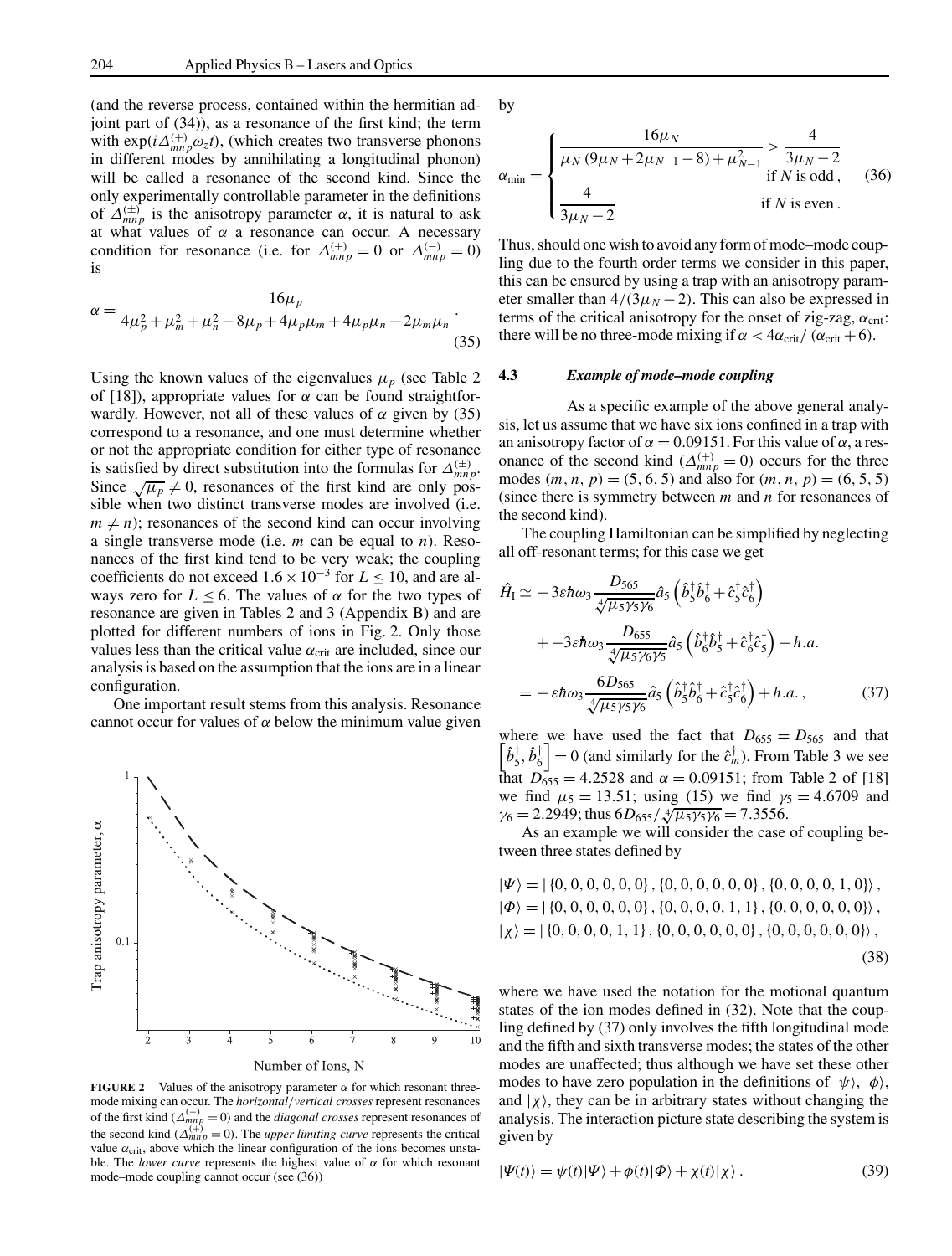(and the reverse process, contained within the hermitian adjoint part of (34)), as a resonance of the first kind; the term with $\exp(i\Delta^{(+)}_{mnp}\omega_z t)$, (which creates two transverse phonons in different modes by annihilating a longitudinal phonon) will be called a resonance of the second kind. Since the only experimentally controllable parameter in the definitions of $\Delta^{(\pm)}_{mnp}$ is the anisotropy parameter $\alpha$, it is natural to ask at what values of $\alpha$ a resonance can occur. A necessary condition for resonance (i.e. for $\Delta^{(+)}_{mnp} = 0$ or $\Delta^{(-)}_{mnp} = 0$) is

$$\alpha = \frac{16\mu_p}{4\mu_p^2 + \mu_m^2 + \mu_n^2 - 8\mu_p + 4\mu_p\mu_m + 4\mu_p\mu_n - 2\mu_m\mu_n} . \tag{35}$$

Using the known values of the eigenvalues $\mu_p$ (see Table 2 of [18]), appropriate values for $\alpha$ can be found straightforwardly. However, not all of these values of $\alpha$ given by (35) correspond to a resonance, and one must determine whether or not the appropriate condition for either type of resonance is satisfied by direct substitution into the formulas for $\Delta^{(\pm)}_{mnp}$. Since $\sqrt{\mu_p} \neq 0$, resonances of the first kind are only possible when two distinct transverse modes are involved (i.e. $m \neq n$); resonances of the second kind can occur involving a single transverse mode (i.e. $m$ can be equal to $n$). Resonances of the first kind tend to be very weak; the coupling coefficients do not exceed $1.6 \times 10^{-3}$ for $L \leq 10$, and are always zero for $L \leq 6$. The values of $\alpha$ for the two types of resonance are given in Tables 2 and 3 (Appendix B) and are plotted for different numbers of ions in Fig. 2. Only those values less than the critical value $\alpha_{crit}$ are included, since our analysis is based on the assumption that the ions are in a linear configuration.

One important result stems from this analysis. Resonance cannot occur for values of $\alpha$ below the minimum value given by

$$\alpha_{min} = \begin{cases} \dfrac{16\mu_N}{\mu_N(9\mu_N + 2\mu_{N-1} - 8) + \mu_{N-1}^2} > \dfrac{4}{3\mu_N - 2} & \text{if } N \text{ is odd} , \\ \dfrac{4}{3\mu_N - 2} & \text{if } N \text{ is even} . \end{cases} \tag{36}$$

Thus, should one wish to avoid any form of mode–mode coupling due to the fourth order terms we consider in this paper, this can be ensured by using a trap with an anisotropy parameter smaller than $4/(3\mu_N - 2)$. This can also be expressed in terms of the critical anisotropy for the onset of zig-zag, $\alpha_{crit}$: there will be no three-mode mixing if $\alpha < 4\alpha_{crit}/(\alpha_{crit} + 6)$.

**FIGURE 2** Values of the anisotropy parameter $\alpha$ for which resonant three-mode mixing can occur. The *horizontal/vertical crosses* represent resonances of the first kind ($\Delta^{(-)}_{mnp} = 0$) and the *diagonal crosses* represent resonances of the second kind ($\Delta^{(+)}_{mnp} = 0$). The *upper limiting curve* represents the critical value $\alpha_{crit}$, above which the linear configuration of the ions becomes unstable. The *lower curve* represents the highest value of $\alpha$ for which resonant mode–mode coupling cannot occur (see (36))

### 4.3 *Example of mode–mode coupling*

As a specific example of the above general analysis, let us assume that we have six ions confined in a trap with an anisotropy factor of $\alpha = 0.09151$. For this value of $\alpha$, a resonance of the second kind ($\Delta^{(+)}_{mnp} = 0$) occurs for the three modes $(m, n, p) = (5, 6, 5)$ and also for $(m, n, p) = (6, 5, 5)$ (since there is symmetry between $m$ and $n$ for resonances of the second kind).

The coupling Hamiltonian can be simplified by neglecting all off-resonant terms; for this case we get

$$\begin{aligned} \hat{H}_I \simeq & -3\varepsilon\hbar\omega_3 \frac{D_{565}}{\sqrt[4]{\mu_5\gamma_5\gamma_6}} \hat{a}_5 \left(\hat{b}_5^\dagger \hat{b}_6^\dagger + \hat{c}_5^\dagger \hat{c}_6^\dagger\right) \\ & + -3\varepsilon\hbar\omega_3 \frac{D_{655}}{\sqrt[4]{\mu_5\gamma_6\gamma_5}} \hat{a}_5 \left(\hat{b}_6^\dagger \hat{b}_5^\dagger + \hat{c}_6^\dagger \hat{c}_5^\dagger\right) + h.a. \\ = & -\varepsilon\hbar\omega_3 \frac{6D_{565}}{\sqrt[4]{\mu_5\gamma_5\gamma_6}} \hat{a}_5 \left(\hat{b}_5^\dagger \hat{b}_6^\dagger + \hat{c}_5^\dagger \hat{c}_6^\dagger\right) + h.a. , \end{aligned} \tag{37}$$

where we have used the fact that $D_{655} = D_{565}$ and that $\left[\hat{b}_5^\dagger, \hat{b}_6^\dagger\right] = 0$ (and similarly for the $\hat{c}_m^\dagger$). From Table 3 we see that $D_{655} = 4.2528$ and $\alpha = 0.09151$; from Table 2 of [18] we find $\mu_5 = 13.51$; using (15) we find $\gamma_5 = 4.6709$ and $\gamma_6 = 2.2949$; thus $6D_{655}/\sqrt[4]{\mu_5\gamma_5\gamma_6} = 7.3556$.

As an example we will consider the case of coupling between three states defined by

$$\begin{aligned} |\Psi\rangle &= |\{0,0,0,0,0,0\}, \{0,0,0,0,0,0\}, \{0,0,0,0,1,0\}\rangle , \\ |\Phi\rangle &= |\{0,0,0,0,0,0\}, \{0,0,0,0,1,1\}, \{0,0,0,0,0,0\}\rangle , \\ |\chi\rangle &= |\{0,0,0,0,1,1\}, \{0,0,0,0,0,0\}, \{0,0,0,0,0,0\}\rangle , \end{aligned} \tag{38}$$

where we have used the notation for the motional quantum states of the ion modes defined in (32). Note that the coupling defined by (37) only involves the fifth longitudinal mode and the fifth and sixth transverse modes; the states of the other modes are unaffected; thus although we have set these other modes to have zero population in the definitions of $|\psi\rangle$, $|\phi\rangle$, and $|\chi\rangle$, they can be in arbitrary states without changing the analysis. The interaction picture state describing the system is given by

$$|\Psi(t)\rangle = \psi(t)|\Psi\rangle + \phi(t)|\Phi\rangle + \chi(t)|\chi\rangle . \tag{39}$$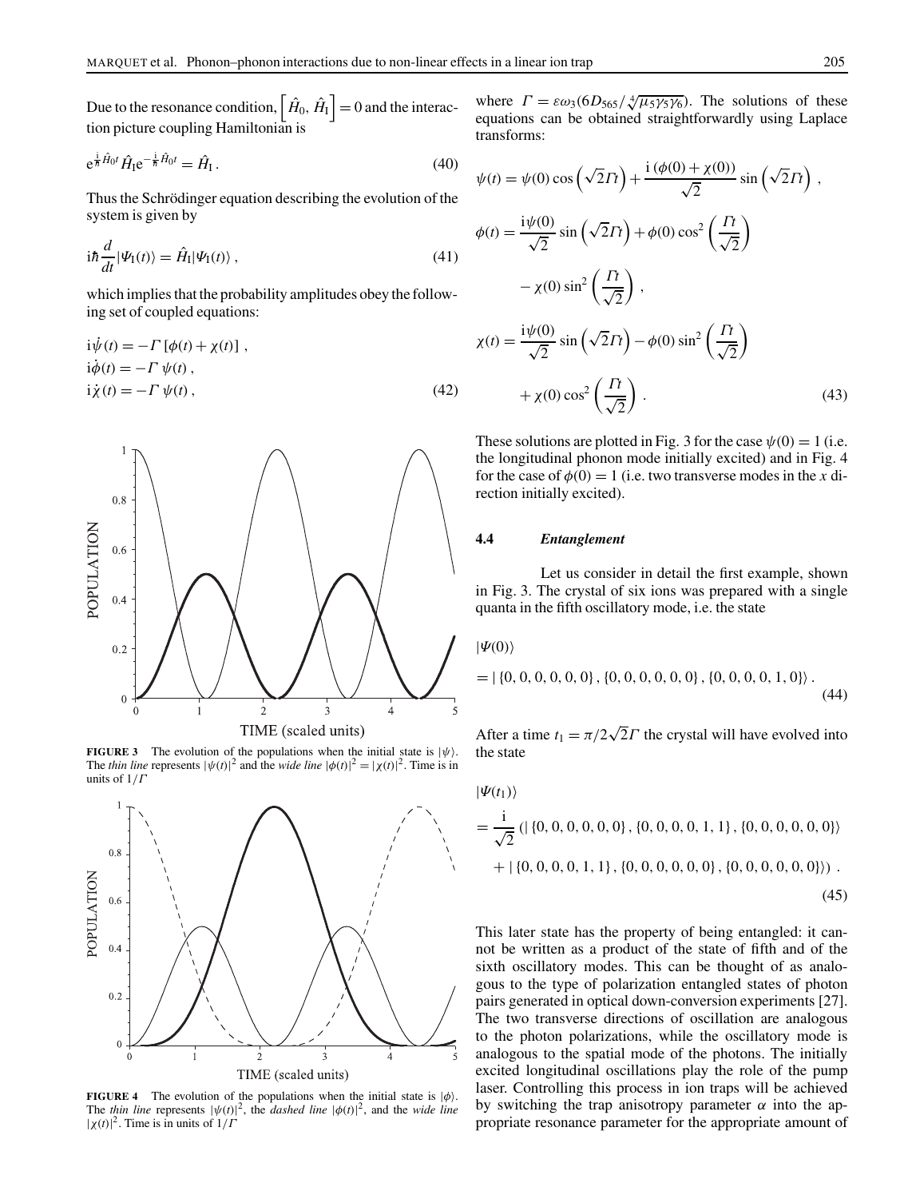Due to the resonance condition, $\left[\hat{H}_0, \hat{H}_\text{I}\right] = 0$ and the interaction picture coupling Hamiltonian is

$$e^{\frac{i}{\hbar}\hat{H}_0 t}\hat{H}_\text{I} e^{-\frac{i}{\hbar}\hat{H}_0 t} = \hat{H}_\text{I} \,. \tag{40}$$

Thus the Schrödinger equation describing the evolution of the system is given by

$$i\hbar \frac{d}{dt}|\Psi_\text{I}(t)\rangle = \hat{H}_\text{I}|\Psi_\text{I}(t)\rangle \,, \tag{41}$$

which implies that the probability amplitudes obey the following set of coupled equations:

$$\begin{aligned}
i\dot{\psi}(t) &= -\Gamma\left[\phi(t) + \chi(t)\right] \,, \\
i\dot{\phi}(t) &= -\Gamma\, \psi(t) \,, \\
i\dot{\chi}(t) &= -\Gamma\, \psi(t) \,,
\end{aligned} \tag{42}$$

**FIGURE 3** The evolution of the populations when the initial state is $|\psi\rangle$. The *thin line* represents $|\psi(t)|^2$ and the *wide line* $|\phi(t)|^2 = |\chi(t)|^2$. Time is in units of $1/\Gamma$

**FIGURE 4** The evolution of the populations when the initial state is $|\phi\rangle$. The *thin line* represents $|\psi(t)|^2$, the *dashed line* $|\phi(t)|^2$, and the *wide line* $|\chi(t)|^2$. Time is in units of $1/\Gamma$

where $\Gamma = \varepsilon\omega_3(6D_{565}/\sqrt[4]{\mu_5\gamma_5\gamma_6})$. The solutions of these equations can be obtained straightforwardly using Laplace transforms:

$$\begin{aligned}
\psi(t) &= \psi(0)\cos\left(\sqrt{2}\Gamma t\right) + \frac{i\left(\phi(0)+\chi(0)\right)}{\sqrt{2}}\sin\left(\sqrt{2}\Gamma t\right) \,, \\
\phi(t) &= \frac{i\psi(0)}{\sqrt{2}}\sin\left(\sqrt{2}\Gamma t\right) + \phi(0)\cos^2\left(\frac{\Gamma t}{\sqrt{2}}\right) \\
&\quad - \chi(0)\sin^2\left(\frac{\Gamma t}{\sqrt{2}}\right) \,, \\
\chi(t) &= \frac{i\psi(0)}{\sqrt{2}}\sin\left(\sqrt{2}\Gamma t\right) - \phi(0)\sin^2\left(\frac{\Gamma t}{\sqrt{2}}\right) \\
&\quad + \chi(0)\cos^2\left(\frac{\Gamma t}{\sqrt{2}}\right) \,.
\end{aligned} \tag{43}$$

These solutions are plotted in Fig. 3 for the case $\psi(0) = 1$ (i.e. the longitudinal phonon mode initially excited) and in Fig. 4 for the case of $\phi(0) = 1$ (i.e. two transverse modes in the $x$ direction initially excited).

### 4.4 *Entanglement*

Let us consider in detail the first example, shown in Fig. 3. The crystal of six ions was prepared with a single quanta in the fifth oscillatory mode, i.e. the state

$$\begin{aligned}
&|\Psi(0)\rangle \\
&= |\{0,0,0,0,0,0\},\{0,0,0,0,0,0\},\{0,0,0,0,1,0\}\rangle \,.
\end{aligned} \tag{44}$$

After a time $t_1 = \pi/2\sqrt{2}\Gamma$ the crystal will have evolved into the state

$$\begin{aligned}
&|\Psi(t_1)\rangle \\
&= \frac{i}{\sqrt{2}}\left(|\{0,0,0,0,0,0\},\{0,0,0,0,1,1\},\{0,0,0,0,0,0\}\rangle\right. \\
&\quad \left. + |\{0,0,0,0,1,1\},\{0,0,0,0,0,0\},\{0,0,0,0,0,0\}\rangle\right) \,.
\end{aligned} \tag{45}$$

This later state has the property of being entangled: it cannot be written as a product of the state of fifth and of the sixth oscillatory modes. This can be thought of as analogous to the type of polarization entangled states of photon pairs generated in optical down-conversion experiments [27]. The two transverse directions of oscillation are analogous to the photon polarizations, while the oscillatory mode is analogous to the spatial mode of the photons. The initially excited longitudinal oscillations play the role of the pump laser. Controlling this process in ion traps will be achieved by switching the trap anisotropy parameter $\alpha$ into the appropriate resonance parameter for the appropriate amount of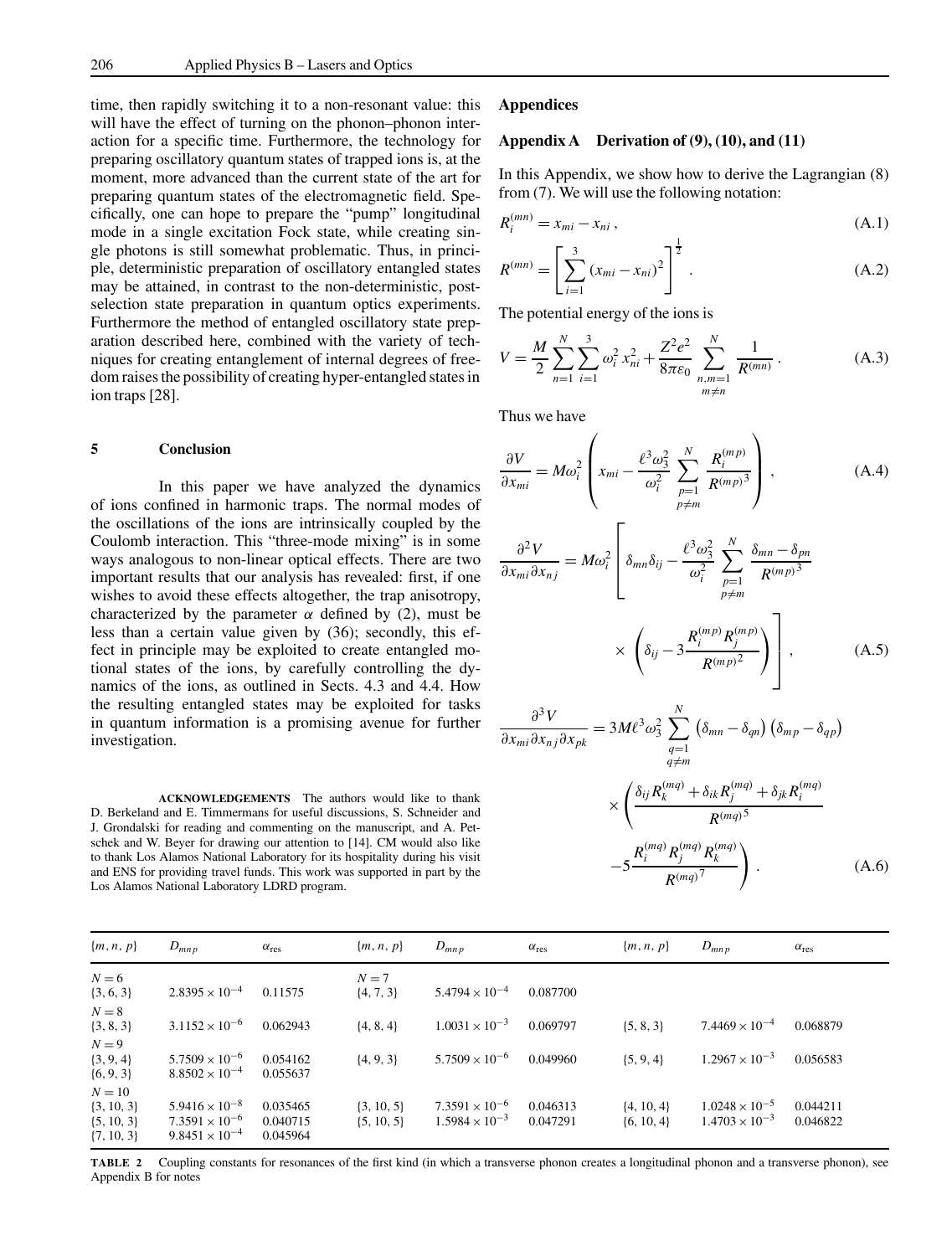time, then rapidly switching it to a non-resonant value: this will have the effect of turning on the phonon–phonon interaction for a specific time. Furthermore, the technology for preparing oscillatory quantum states of trapped ions is, at the moment, more advanced than the current state of the art for preparing quantum states of the electromagnetic field. Specifically, one can hope to prepare the "pump" longitudinal mode in a single excitation Fock state, while creating single photons is still somewhat problematic. Thus, in principle, deterministic preparation of oscillatory entangled states may be attained, in contrast to the non-deterministic, post-selection state preparation in quantum optics experiments. Furthermore the method of entangled oscillatory state preparation described here, combined with the variety of techniques for creating entanglement of internal degrees of freedom raises the possibility of creating hyper-entangled states in ion traps [28].

## 5 Conclusion

In this paper we have analyzed the dynamics of ions confined in harmonic traps. The normal modes of the oscillations of the ions are intrinsically coupled by the Coulomb interaction. This "three-mode mixing" is in some ways analogous to non-linear optical effects. There are two important results that our analysis has revealed: first, if one wishes to avoid these effects altogether, the trap anisotropy, characterized by the parameter $\alpha$ defined by (2), must be less than a certain value given by (36); secondly, this effect in principle may be exploited to create entangled motional states of the ions, by carefully controlling the dynamics of the ions, as outlined in Sects. 4.3 and 4.4. How the resulting entangled states may be exploited for tasks in quantum information is a promising avenue for further investigation.

**ACKNOWLEDGEMENTS** The authors would like to thank D. Berkeland and E. Timmermans for useful discussions, S. Schneider and J. Grondalski for reading and commenting on the manuscript, and A. Petschek and W. Beyer for drawing our attention to [14]. CM would also like to thank Los Alamos National Laboratory for its hospitality during his visit and ENS for providing travel funds. This work was supported in part by the Los Alamos National Laboratory LDRD program.

## Appendices

### Appendix A Derivation of (9), (10), and (11)

In this Appendix, we show how to derive the Lagrangian (8) from (7). We will use the following notation:

$$R_i^{(mn)} = x_{mi} - x_{ni}\,, \tag{A.1}$$

$$R^{(mn)} = \left[\sum_{i=1}^{3} (x_{mi} - x_{ni})^2\right]^{\frac{1}{2}}\,. \tag{A.2}$$

The potential energy of the ions is

$$V = \frac{M}{2}\sum_{n=1}^{N}\sum_{i=1}^{3}\omega_i^2 x_{ni}^2 + \frac{Z^2e^2}{8\pi\varepsilon_0}\sum_{\substack{n,m=1\\ m\neq n}}^{N}\frac{1}{R^{(mn)}}\,. \tag{A.3}$$

Thus we have

$$\frac{\partial V}{\partial x_{mi}} = M\omega_i^2\left(x_{mi} - \frac{\ell^3\omega_3^2}{\omega_i^2}\sum_{\substack{p=1\\ p\neq m}}^{N}\frac{R_i^{(mp)}}{{R^{(mp)}}^3}\right)\,, \tag{A.4}$$

$$\frac{\partial^2 V}{\partial x_{mi}\partial x_{nj}} = M\omega_i^2\left[\delta_{mn}\delta_{ij} - \frac{\ell^3\omega_3^2}{\omega_i^2}\sum_{\substack{p=1\\ p\neq m}}^{N}\frac{\delta_{mn}-\delta_{pn}}{{R^{(mp)}}^3} \times\left(\delta_{ij} - 3\frac{R_i^{(mp)}R_j^{(mp)}}{{R^{(mp)}}^2}\right)\right]\,, \tag{A.5}$$

$$\frac{\partial^3 V}{\partial x_{mi}\partial x_{nj}\partial x_{pk}} = 3M\ell^3\omega_3^2\sum_{\substack{q=1\\ q\neq m}}^{N}\left(\delta_{mn}-\delta_{qn}\right)\left(\delta_{mp}-\delta_{qp}\right) \times\left(\frac{\delta_{ij}R_k^{(mq)} + \delta_{ik}R_j^{(mq)} + \delta_{jk}R_i^{(mq)}}{{R^{(mq)}}^5} - 5\frac{R_i^{(mq)}R_j^{(mq)}R_k^{(mq)}}{{R^{(mq)}}^7}\right)\,. \tag{A.6}$$

| $\{m, n, p\}$ | $D_{mnp}$ | $\alpha_{\text{res}}$ | $\{m, n, p\}$ | $D_{mnp}$ | $\alpha_{\text{res}}$ | $\{m, n, p\}$ | $D_{mnp}$ | $\alpha_{\text{res}}$ |
|---|---|---|---|---|---|---|---|---|
| $N=6$ | | | $N=7$ | | | | | |
| $\{3, 6, 3\}$ | $2.8395\times10^{-4}$ | 0.11575 | $\{4, 7, 3\}$ | $5.4794\times10^{-4}$ | 0.087700 | | | |
| $N=8$ | | | | | | | | |
| $\{3, 8, 3\}$ | $3.1152\times10^{-6}$ | 0.062943 | $\{4, 8, 4\}$ | $1.0031\times10^{-3}$ | 0.069797 | $\{5, 8, 3\}$ | $7.4469\times10^{-4}$ | 0.068879 |
| $N=9$ | | | | | | | | |
| $\{3, 9, 4\}$ | $5.7509\times10^{-6}$ | 0.054162 | $\{4, 9, 3\}$ | $5.7509\times10^{-6}$ | 0.049960 | $\{5, 9, 4\}$ | $1.2967\times10^{-3}$ | 0.056583 |
| $\{6, 9, 3\}$ | $8.8502\times10^{-4}$ | 0.055637 | | | | | | |
| $N=10$ | | | | | | | | |
| $\{3, 10, 3\}$ | $5.9416\times10^{-8}$ | 0.035465 | $\{3, 10, 5\}$ | $7.3591\times10^{-6}$ | 0.046313 | $\{4, 10, 4\}$ | $1.0248\times10^{-5}$ | 0.044211 |
| $\{5, 10, 3\}$ | $7.3591\times10^{-6}$ | 0.040715 | $\{5, 10, 5\}$ | $1.5984\times10^{-3}$ | 0.047291 | $\{6, 10, 4\}$ | $1.4703\times10^{-3}$ | 0.046822 |
| $\{7, 10, 3\}$ | $9.8451\times10^{-4}$ | 0.045964 | | | | | | |

**TABLE 2** Coupling constants for resonances of the first kind (in which a transverse phonon creates a longitudinal phonon and a transverse phonon), see Appendix B for notes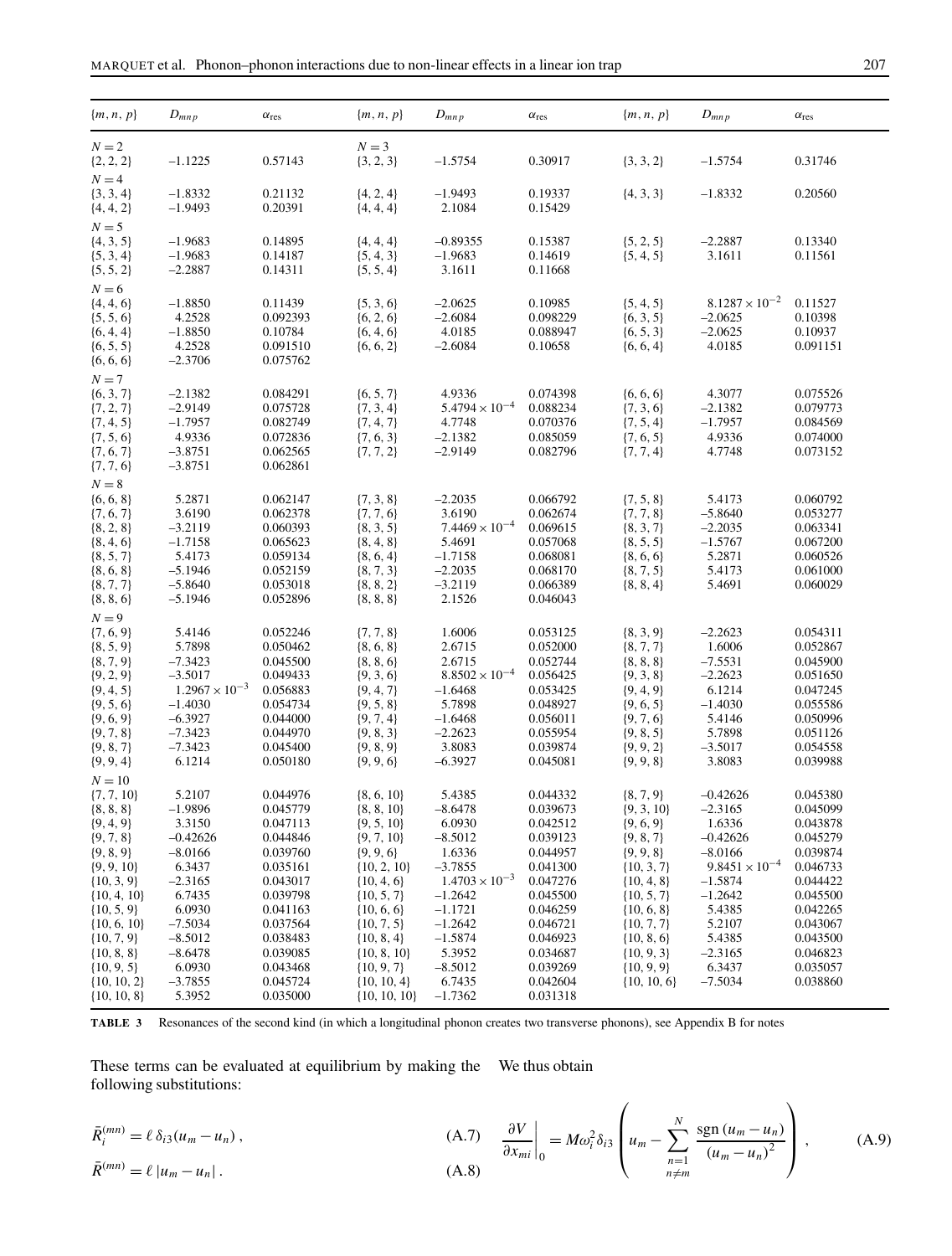| $\{m, n, p\}$ | $D_{mnp}$ | $\alpha_{\text{res}}$ | $\{m, n, p\}$ | $D_{mnp}$ | $\alpha_{\text{res}}$ | $\{m, n, p\}$ | $D_{mnp}$ | $\alpha_{\text{res}}$ |
|---|---|---|---|---|---|---|---|---|
| $N = 2$ | | | $N = 3$ | | | | | |
| {2, 2, 2} | −1.1225 | 0.57143 | {3, 2, 3} | −1.5754 | 0.30917 | {3, 3, 2} | −1.5754 | 0.31746 |
| $N = 4$ | | | | | | | | |
| {3, 3, 4} | −1.8332 | 0.21132 | {4, 2, 4} | −1.9493 | 0.19337 | {4, 3, 3} | −1.8332 | 0.20560 |
| {4, 4, 2} | −1.9493 | 0.20391 | {4, 4, 4} | 2.1084 | 0.15429 | | | |
| $N = 5$ | | | | | | | | |
| {4, 3, 5} | −1.9683 | 0.14895 | {4, 4, 4} | −0.89355 | 0.15387 | {5, 2, 5} | −2.2887 | 0.13340 |
| {5, 3, 4} | −1.9683 | 0.14187 | {5, 4, 3} | −1.9683 | 0.14619 | {5, 4, 5} | 3.1611 | 0.11561 |
| {5, 5, 2} | −2.2887 | 0.14311 | {5, 5, 4} | 3.1611 | 0.11668 | | | |
| $N = 6$ | | | | | | | | |
| {4, 4, 6} | −1.8850 | 0.11439 | {5, 3, 6} | −2.0625 | 0.10985 | {5, 4, 5} | $8.1287 \times 10^{-2}$ | 0.11527 |
| {5, 5, 6} | 4.2528 | 0.092393 | {6, 2, 6} | −2.6084 | 0.098229 | {6, 3, 5} | −2.0625 | 0.10398 |
| {6, 4, 4} | −1.8850 | 0.10784 | {6, 4, 6} | 4.0185 | 0.088947 | {6, 5, 3} | −2.0625 | 0.10937 |
| {6, 5, 5} | 4.2528 | 0.091510 | {6, 6, 2} | −2.6084 | 0.10658 | {6, 6, 4} | 4.0185 | 0.091151 |
| {6, 6, 6} | −2.3706 | 0.075762 | | | | | | |
| $N = 7$ | | | | | | | | |
| {6, 3, 7} | −2.1382 | 0.084291 | {6, 5, 7} | 4.9336 | 0.074398 | {6, 6, 6} | 4.3077 | 0.075526 |
| {7, 2, 7} | −2.9149 | 0.075728 | {7, 3, 4} | $5.4794 \times 10^{-4}$ | 0.088234 | {7, 3, 6} | −2.1382 | 0.079773 |
| {7, 4, 5} | −1.7957 | 0.082749 | {7, 4, 7} | 4.7748 | 0.070376 | {7, 5, 4} | −1.7957 | 0.084569 |
| {7, 5, 6} | 4.9336 | 0.072836 | {7, 6, 3} | −2.1382 | 0.085059 | {7, 6, 5} | 4.9336 | 0.074000 |
| {7, 6, 7} | −3.8751 | 0.062565 | {7, 7, 2} | −2.9149 | 0.082796 | {7, 7, 4} | 4.7748 | 0.073152 |
| {7, 7, 6} | −3.8751 | 0.062861 | | | | | | |
| $N = 8$ | | | | | | | | |
| {6, 6, 8} | 5.2871 | 0.062147 | {7, 3, 8} | −2.2035 | 0.066792 | {7, 5, 8} | 5.4173 | 0.060792 |
| {7, 6, 7} | 3.6190 | 0.062378 | {7, 7, 6} | 3.6190 | 0.062674 | {7, 7, 8} | −5.8640 | 0.053277 |
| {8, 2, 8} | −3.2119 | 0.060393 | {8, 3, 5} | $7.4469 \times 10^{-4}$ | 0.069615 | {8, 3, 7} | −2.2035 | 0.063341 |
| {8, 4, 6} | −1.7158 | 0.065623 | {8, 4, 8} | 5.4691 | 0.057068 | {8, 5, 5} | −1.5767 | 0.067200 |
| {8, 5, 7} | 5.4173 | 0.059134 | {8, 6, 4} | −1.7158 | 0.068081 | {8, 6, 6} | 5.2871 | 0.060526 |
| {8, 6, 8} | −5.1946 | 0.052159 | {8, 7, 3} | −2.2035 | 0.068170 | {8, 7, 5} | 5.4173 | 0.061000 |
| {8, 7, 7} | −5.8640 | 0.053018 | {8, 8, 2} | −3.2119 | 0.066389 | {8, 8, 4} | 5.4691 | 0.060029 |
| {8, 8, 6} | −5.1946 | 0.052896 | {8, 8, 8} | 2.1526 | 0.046043 | | | |
| $N = 9$ | | | | | | | | |
| {7, 6, 9} | 5.4146 | 0.052246 | {7, 7, 8} | 1.6006 | 0.053125 | {8, 3, 9} | −2.2623 | 0.054311 |
| {8, 5, 9} | 5.7898 | 0.050462 | {8, 6, 8} | 2.6715 | 0.052000 | {8, 7, 7} | 1.6006 | 0.052867 |
| {8, 7, 9} | −7.3423 | 0.045500 | {8, 8, 6} | 2.6715 | 0.052744 | {8, 8, 8} | −7.5531 | 0.045900 |
| {9, 2, 9} | −3.5017 | 0.049433 | {9, 3, 6} | $8.8502 \times 10^{-4}$ | 0.056425 | {9, 3, 8} | −2.2623 | 0.051650 |
| {9, 4, 5} | $1.2967 \times 10^{-3}$ | 0.056883 | {9, 4, 7} | −1.6468 | 0.053425 | {9, 4, 9} | 6.1214 | 0.047245 |
| {9, 5, 6} | −1.4030 | 0.054734 | {9, 5, 8} | 5.7898 | 0.048927 | {9, 6, 5} | −1.4030 | 0.055586 |
| {9, 6, 9} | −6.3927 | 0.044000 | {9, 7, 4} | −1.6468 | 0.056011 | {9, 7, 6} | 5.4146 | 0.050996 |
| {9, 7, 8} | −7.3423 | 0.044970 | {9, 8, 3} | −2.2623 | 0.055954 | {9, 8, 5} | 5.7898 | 0.051126 |
| {9, 8, 7} | −7.3423 | 0.045400 | {9, 8, 9} | 3.8083 | 0.039874 | {9, 9, 2} | −3.5017 | 0.054558 |
| {9, 9, 4} | 6.1214 | 0.050180 | {9, 9, 6} | −6.3927 | 0.045081 | {9, 9, 8} | 3.8083 | 0.039988 |
| $N = 10$ | | | | | | | | |
| {7, 7, 10} | 5.2107 | 0.044976 | {8, 6, 10} | 5.4385 | 0.044332 | {8, 7, 9} | −0.42626 | 0.045380 |
| {8, 8, 8} | −1.9896 | 0.045779 | {8, 8, 10} | −8.6478 | 0.039673 | {9, 3, 10} | −2.3165 | 0.045099 |
| {9, 4, 9} | 3.3150 | 0.047113 | {9, 5, 10} | 6.0930 | 0.042512 | {9, 6, 9} | 1.6336 | 0.043878 |
| {9, 7, 8} | −0.42626 | 0.044846 | {9, 7, 10} | −8.5012 | 0.039123 | {9, 8, 7} | −0.42626 | 0.045279 |
| {9, 8, 9} | −8.0166 | 0.039760 | {9, 9, 6} | 1.6336 | 0.044957 | {9, 9, 8} | −8.0166 | 0.039874 |
| {9, 9, 10} | 6.3437 | 0.035161 | {10, 2, 10} | −3.7855 | 0.041300 | {10, 3, 7} | $9.8451 \times 10^{-4}$ | 0.046733 |
| {10, 3, 9} | −2.3165 | 0.043017 | {10, 4, 6} | $1.4703 \times 10^{-3}$ | 0.047276 | {10, 4, 8} | −1.5874 | 0.044422 |
| {10, 4, 10} | 6.7435 | 0.039798 | {10, 5, 7} | −1.2642 | 0.045500 | {10, 5, 7} | −1.2642 | 0.045500 |
| {10, 5, 9} | 6.0930 | 0.041163 | {10, 6, 6} | −1.1721 | 0.046259 | {10, 6, 8} | 5.4385 | 0.042265 |
| {10, 6, 10} | −7.5034 | 0.037564 | {10, 7, 5} | −1.2642 | 0.046721 | {10, 7, 7} | 5.2107 | 0.043067 |
| {10, 7, 9} | −8.5012 | 0.038483 | {10, 8, 4} | −1.5874 | 0.046923 | {10, 8, 6} | 5.4385 | 0.043500 |
| {10, 8, 8} | −8.6478 | 0.039085 | {10, 8, 10} | 5.3952 | 0.034687 | {10, 9, 3} | −2.3165 | 0.046823 |
| {10, 9, 5} | 6.0930 | 0.043468 | {10, 9, 7} | −8.5012 | 0.039269 | {10, 9, 9} | 6.3437 | 0.035057 |
| {10, 10, 2} | −3.7855 | 0.045724 | {10, 10, 4} | 6.7435 | 0.042604 | {10, 10, 6} | −7.5034 | 0.038860 |
| {10, 10, 8} | 5.3952 | 0.035000 | {10, 10, 10} | −1.7362 | 0.031318 | | | |

**TABLE 3** Resonances of the second kind (in which a longitudinal phonon creates two transverse phonons), see Appendix B for notes

These terms can be evaluated at equilibrium by making the following substitutions:

$$\bar{R}_i^{(mn)} = \ell\, \delta_{i3}(u_m - u_n)\,, \tag{A.7}$$

$$\bar{R}^{(mn)} = \ell\, |u_m - u_n|\,. \tag{A.8}$$

We thus obtain

$$\left.\frac{\partial V}{\partial x_{mi}}\right|_0 = M\omega_i^2 \delta_{i3} \left( u_m - \sum_{\substack{n=1 \\ n \neq m}}^{N} \frac{\operatorname{sgn}(u_m - u_n)}{(u_m - u_n)^2} \right), \tag{A.9}$$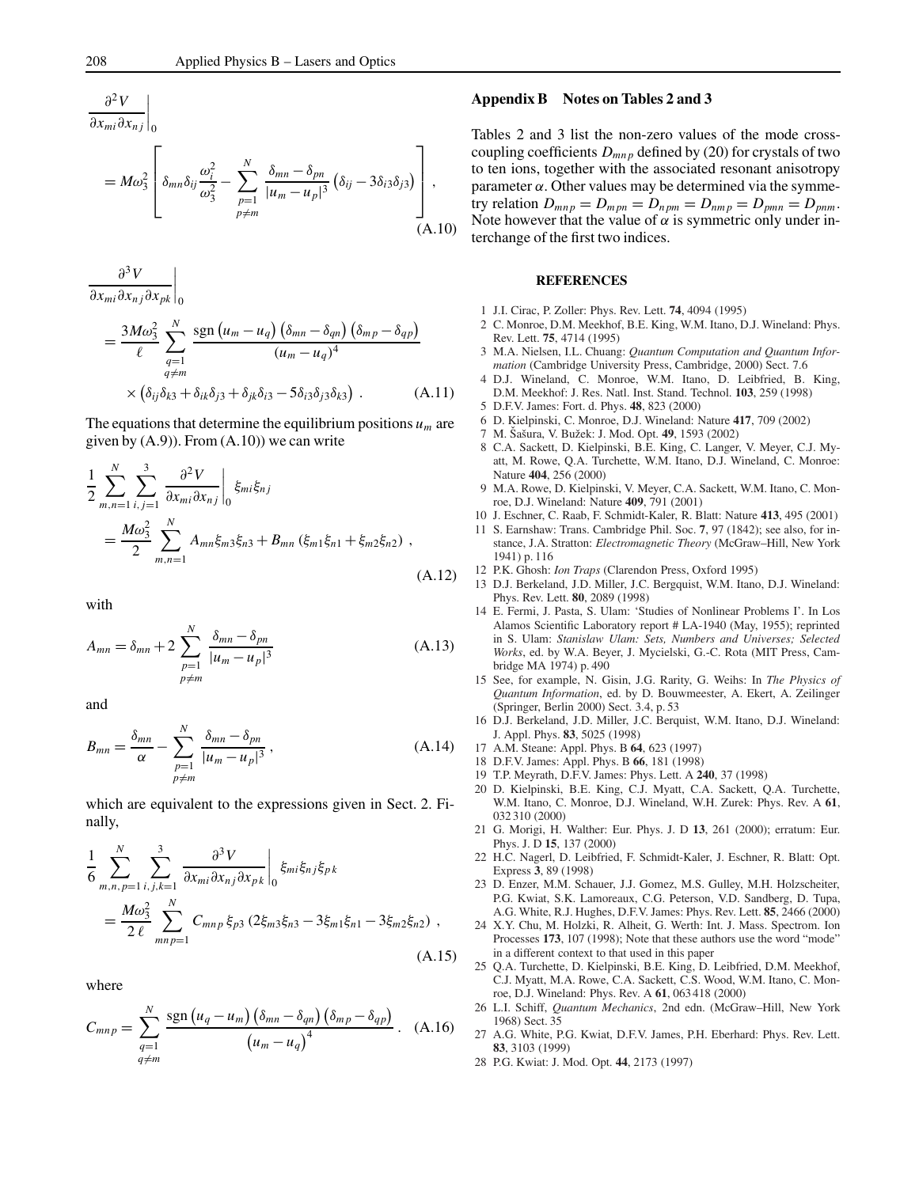$$
\left.\frac{\partial^2 V}{\partial x_{mi}\partial x_{nj}}\right|_0 = M\omega_3^2\left[\delta_{mn}\delta_{ij}\frac{\omega_i^2}{\omega_3^2} - \sum_{\substack{p=1\\p\neq m}}^{N}\frac{\delta_{mn}-\delta_{pn}}{|u_m-u_p|^3}\left(\delta_{ij}-3\delta_{i3}\delta_{j3}\right)\right], \tag{A.10}
$$

$$
\left.\frac{\partial^3 V}{\partial x_{mi}\partial x_{nj}\partial x_{pk}}\right|_0 = \frac{3M\omega_3^2}{\ell}\sum_{\substack{q=1\\q\neq m}}^{N}\frac{\mathrm{sgn}\left(u_m-u_q\right)\left(\delta_{mn}-\delta_{qn}\right)\left(\delta_{mp}-\delta_{qp}\right)}{(u_m-u_q)^4} \times\left(\delta_{ij}\delta_{k3}+\delta_{ik}\delta_{j3}+\delta_{jk}\delta_{i3}-5\delta_{i3}\delta_{j3}\delta_{k3}\right). \tag{A.11}
$$

The equations that determine the equilibrium positions $u_m$ are given by (A.9)). From (A.10)) we can write

$$
\frac{1}{2}\sum_{m,n=1}^{N}\sum_{i,j=1}^{3}\left.\frac{\partial^2 V}{\partial x_{mi}\partial x_{nj}}\right|_0 \xi_{mi}\xi_{nj} = \frac{M\omega_3^2}{2}\sum_{m,n=1}^{N}A_{mn}\xi_{m3}\xi_{n3}+B_{mn}\left(\xi_{m1}\xi_{n1}+\xi_{m2}\xi_{n2}\right), \tag{A.12}
$$

with

$$
A_{mn} = \delta_{mn} + 2\sum_{\substack{p=1\\p\neq m}}^{N}\frac{\delta_{mn}-\delta_{pn}}{|u_m-u_p|^3} \tag{A.13}
$$

and

$$
B_{mn} = \frac{\delta_{mn}}{\alpha} - \sum_{\substack{p=1\\p\neq m}}^{N}\frac{\delta_{mn}-\delta_{pn}}{|u_m-u_p|^3}, \tag{A.14}
$$

which are equivalent to the expressions given in Sect. 2. Finally,

$$
\frac{1}{6}\sum_{m,n,p=1}^{N}\sum_{i,j,k=1}^{3}\left.\frac{\partial^3 V}{\partial x_{mi}\partial x_{nj}\partial x_{pk}}\right|_0 \xi_{mi}\xi_{nj}\xi_{pk} = \frac{M\omega_3^2}{2\,\ell}\sum_{mnp=1}^{N}C_{mnp}\,\xi_{p3}\left(2\xi_{m3}\xi_{n3}-3\xi_{m1}\xi_{n1}-3\xi_{m2}\xi_{n2}\right), \tag{A.15}
$$

where

$$
C_{mnp} = \sum_{\substack{q=1\\q\neq m}}^{N}\frac{\mathrm{sgn}\left(u_q-u_m\right)\left(\delta_{mn}-\delta_{qn}\right)\left(\delta_{mp}-\delta_{qp}\right)}{\left(u_m-u_q\right)^4}. \tag{A.16}
$$

## Appendix B Notes on Tables 2 and 3

Tables 2 and 3 list the non-zero values of the mode cross-coupling coefficients $D_{mnp}$ defined by (20) for crystals of two to ten ions, together with the associated resonant anisotropy parameter $\alpha$. Other values may be determined via the symmetry relation $D_{mnp} = D_{mpn} = D_{npm} = D_{nmp} = D_{pmn} = D_{pnm}$. Note however that the value of $\alpha$ is symmetric only under interchange of the first two indices.

### REFERENCES

1. J.I. Cirac, P. Zoller: Phys. Rev. Lett. **74**, 4094 (1995)
2. C. Monroe, D.M. Meekhof, B.E. King, W.M. Itano, D.J. Wineland: Phys. Rev. Lett. **75**, 4714 (1995)
3. M.A. Nielsen, I.L. Chuang: *Quantum Computation and Quantum Information* (Cambridge University Press, Cambridge, 2000) Sect. 7.6
4. D.J. Wineland, C. Monroe, W.M. Itano, D. Leibfried, B. King, D.M. Meekhof: J. Res. Natl. Inst. Stand. Technol. **103**, 259 (1998)
5. D.F.V. James: Fort. d. Phys. **48**, 823 (2000)
6. D. Kielpinski, C. Monroe, D.J. Wineland: Nature **417**, 709 (2002)
7. M. Šašura, V. Bužek: J. Mod. Opt. **49**, 1593 (2002)
8. C.A. Sackett, D. Kielpinski, B.E. King, C. Langer, V. Meyer, C.J. Myatt, M. Rowe, Q.A. Turchette, W.M. Itano, D.J. Wineland, C. Monroe: Nature **404**, 256 (2000)
9. M.A. Rowe, D. Kielpinski, V. Meyer, C.A. Sackett, W.M. Itano, C. Monroe, D.J. Wineland: Nature **409**, 791 (2001)
10. J. Eschner, C. Raab, F. Schmidt-Kaler, R. Blatt: Nature **413**, 495 (2001)
11. S. Earnshaw: Trans. Cambridge Phil. Soc. **7**, 97 (1842); see also, for instance, J.A. Stratton: *Electromagnetic Theory* (McGraw–Hill, New York 1941) p. 116
12. P.K. Ghosh: *Ion Traps* (Clarendon Press, Oxford 1995)
13. D.J. Berkeland, J.D. Miller, J.C. Bergquist, W.M. Itano, D.J. Wineland: Phys. Rev. Lett. **80**, 2089 (1998)
14. E. Fermi, J. Pasta, S. Ulam: 'Studies of Nonlinear Problems I'. In Los Alamos Scientific Laboratory report # LA-1940 (May, 1955); reprinted in S. Ulam: *Stanislaw Ulam: Sets, Numbers and Universes; Selected Works*, ed. by W.A. Beyer, J. Mycielski, G.-C. Rota (MIT Press, Cambridge MA 1974) p. 490
15. See, for example, N. Gisin, J.G. Rarity, G. Weihs: In *The Physics of Quantum Information*, ed. by D. Bouwmeester, A. Ekert, A. Zeilinger (Springer, Berlin 2000) Sect. 3.4, p. 53
16. D.J. Berkeland, J.D. Miller, J.C. Berquist, W.M. Itano, D.J. Wineland: J. Appl. Phys. **83**, 5025 (1998)
17. A.M. Steane: Appl. Phys. B **64**, 623 (1997)
18. D.F.V. James: Appl. Phys. B **66**, 181 (1998)
19. T.P. Meyrath, D.F.V. James: Phys. Lett. A **240**, 37 (1998)
20. D. Kielpinski, B.E. King, C.J. Myatt, C.A. Sackett, Q.A. Turchette, W.M. Itano, C. Monroe, D.J. Wineland, W.H. Zurek: Phys. Rev. A **61**, 032 310 (2000)
21. G. Morigi, H. Walther: Eur. Phys. J. D **13**, 261 (2000); erratum: Eur. Phys. J. D **15**, 137 (2000)
22. H.C. Nagerl, D. Leibfried, F. Schmidt-Kaler, J. Eschner, R. Blatt: Opt. Express **3**, 89 (1998)
23. D. Enzer, M.M. Schauer, J.J. Gomez, M.S. Gulley, M.H. Holzscheiter, P.G. Kwiat, S.K. Lamoreaux, C.G. Peterson, V.D. Sandberg, D. Tupa, A.G. White, R.J. Hughes, D.F.V. James: Phys. Rev. Lett. **85**, 2466 (2000)
24. X.Y. Chu, M. Holzki, R. Alheit, G. Werth: Int. J. Mass. Spectrom. Ion Processes **173**, 107 (1998); Note that these authors use the word "mode" in a different context to that used in this paper
25. Q.A. Turchette, D. Kielpinski, B.E. King, D. Leibfried, D.M. Meekhof, C.J. Myatt, M.A. Rowe, C.A. Sackett, C.S. Wood, W.M. Itano, C. Monroe, D.J. Wineland: Phys. Rev. A **61**, 063 418 (2000)
26. L.I. Schiff, *Quantum Mechanics*, 2nd edn. (McGraw–Hill, New York 1968) Sect. 35
27. A.G. White, P.G. Kwiat, D.F.V. James, P.H. Eberhard: Phys. Rev. Lett. **83**, 3103 (1999)
28. P.G. Kwiat: J. Mod. Opt. **44**, 2173 (1997)